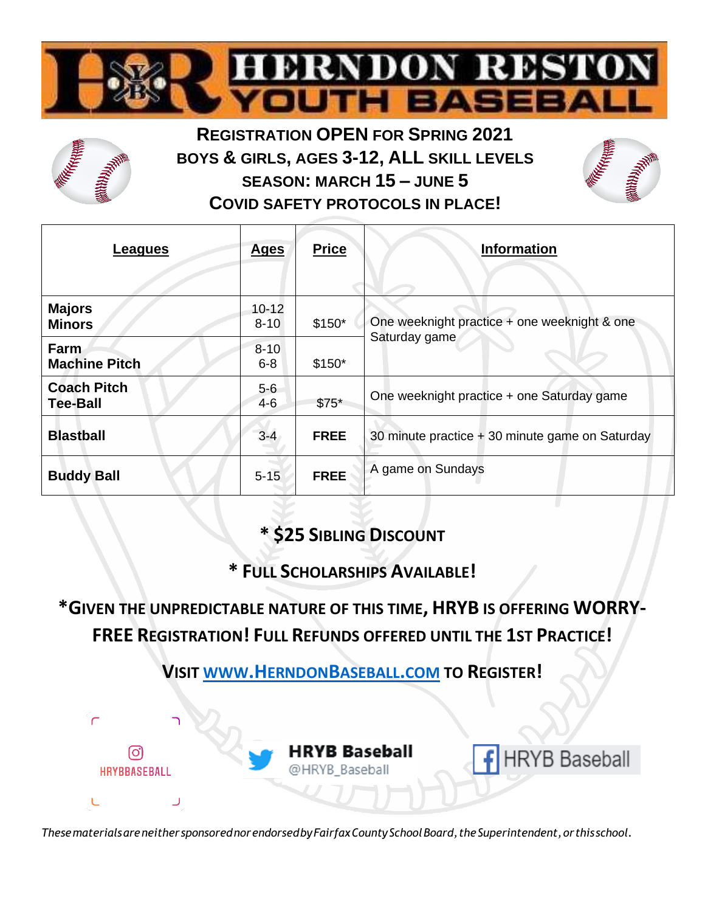# HERNDON RESTON YOUTH BASEBALL

## REGISTRATION OPEN FOR SPRING 2021
**BOYS & GIRLS, AGES 3-12, ALL SKILL LEVELS**
**SEASON: MARCH 15 – JUNE 5**
**COVID SAFETY PROTOCOLS IN PLACE!**

| Leagues | Ages | Price | Information |
|---|---|---|---|
| **Majors**<br>**Minors** | 10-12<br>8-10 | $150* | One weeknight practice + one weeknight & one Saturday game |
| **Farm**<br>**Machine Pitch** | 8-10<br>6-8 | $150* | |
| **Coach Pitch**<br>**Tee-Ball** | 5-6<br>4-6 | $75* | One weeknight practice + one Saturday game |
| **Blastball** | 3-4 | **FREE** | 30 minute practice + 30 minute game on Saturday |
| **Buddy Ball** | 5-15 | **FREE** | A game on Sundays |

**\* $25 SIBLING DISCOUNT**

**\* FULL SCHOLARSHIPS AVAILABLE!**

**\*GIVEN THE UNPREDICTABLE NATURE OF THIS TIME, HRYB IS OFFERING WORRY-FREE REGISTRATION! FULL REFUNDS OFFERED UNTIL THE 1ST PRACTICE!**

**VISIT [WWW.HERNDONBASEBALL.COM](http://www.herndonbaseball.com) TO REGISTER!**

HRYBBASEBALL

**HRYB Baseball**
@HRYB_Baseball

HRYB Baseball

*These materials are neither sponsored nor endorsed by Fairfax County School Board, the Superintendent, or this school.*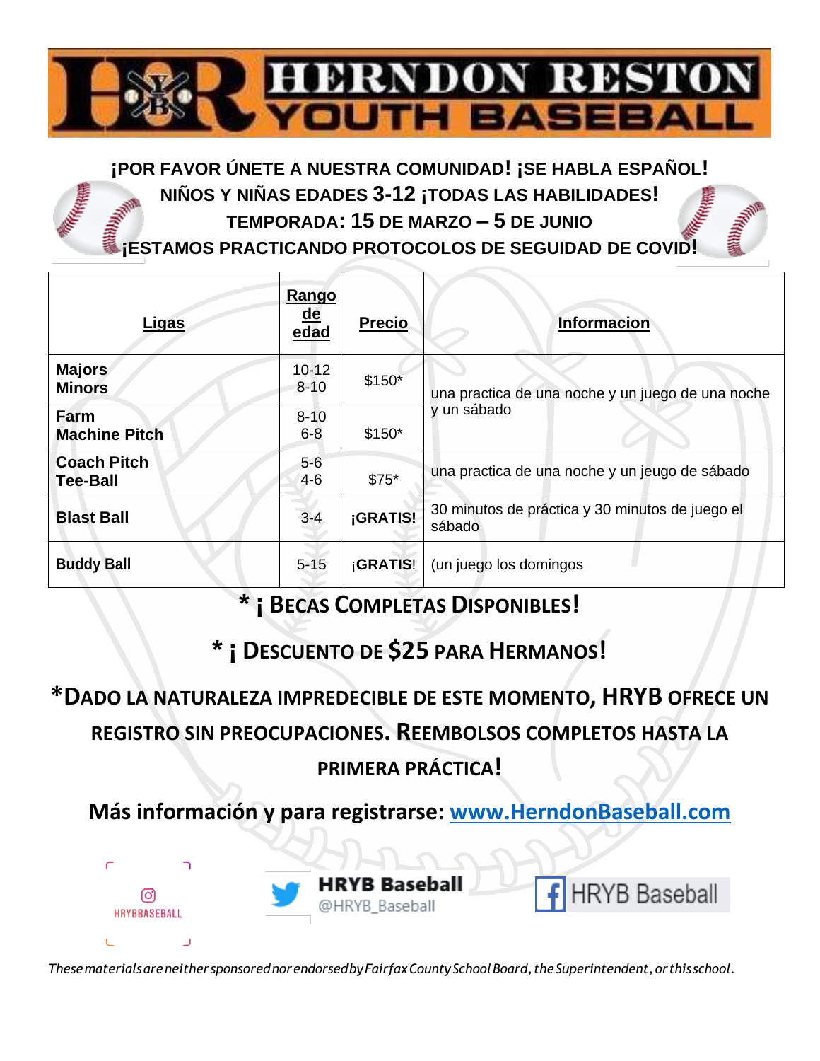# HERNDON RESTON YOUTH BASEBALL

**¡POR FAVOR ÚNETE A NUESTRA COMUNIDAD! ¡SE HABLA ESPAÑOL!**
**NIÑOS Y NIÑAS EDADES 3-12 ¡TODAS LAS HABILIDADES!**
**TEMPORADA: 15 DE MARZO – 5 DE JUNIO**
**¡ESTAMOS PRACTICANDO PROTOCOLOS DE SEGUIDAD DE COVID!**

| Ligas | Rango de edad | Precio | Informacion |
|---|---|---|---|
| **Majors**<br>**Minors** | 10-12<br>8-10 | $150* | una practica de una noche y un juego de una noche y un sábado |
| **Farm**<br>**Machine Pitch** | 8-10<br>6-8 | $150* | |
| **Coach Pitch**<br>**Tee-Ball** | 5-6<br>4-6 | $75* | una practica de una noche y un jeugo de sábado |
| **Blast Ball** | 3-4 | **¡GRATIS!** | 30 minutos de práctica y 30 minutos de juego el sábado |
| **Buddy Ball** | 5-15 | ¡**GRATIS**! | (un juego los domingos |

**\* ¡ BECAS COMPLETAS DISPONIBLES!**

**\* ¡ DESCUENTO DE $25 PARA HERMANOS!**

**\*DADO LA NATURALEZA IMPREDECIBLE DE ESTE MOMENTO, HRYB OFRECE UN REGISTRO SIN PREOCUPACIONES. REEMBOLSOS COMPLETOS HASTA LA PRIMERA PRÁCTICA!**

**Más información y para registrarse: [www.HerndonBaseball.com](http://www.HerndonBaseball.com)**

HRYBBASEBALL

**HRYB Baseball** @HRYB_Baseball

HRYB Baseball

*These materials are neither sponsored nor endorsed by Fairfax County School Board, the Superintendent, or this school.*